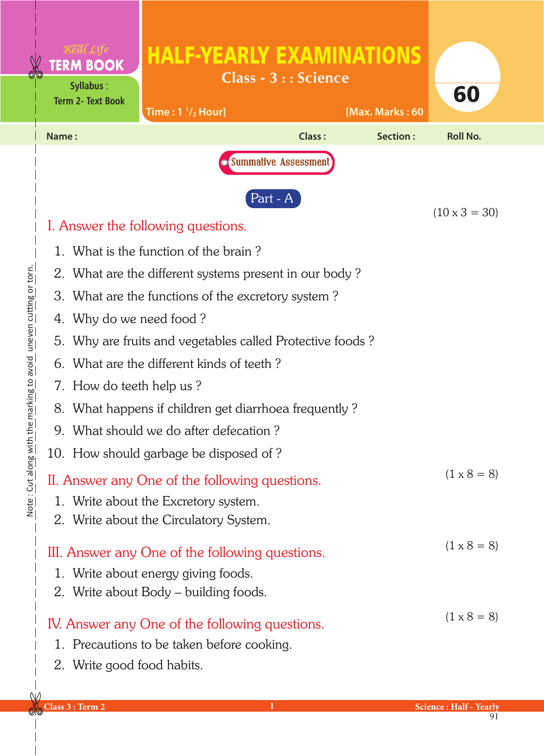Real Life **TERM BOOK**

Syllabus : Term 2- Text Book

# HALF-YEARLY EXAMINATIONS

## Class - 3 : : Science

Time : 1 $^1/_2$ Hour] [Max. Marks : 60

**60**

Name : Class : Section : Roll No.

Summative Assessment

### Part - A

(10 x 3 = 30)

**I. Answer the following questions.**

1. What is the function of the brain ?
2. What are the different systems present in our body ?
3. What are the functions of the excretory system ?
4. Why do we need food ?
5. Why are fruits and vegetables called Protective foods ?
6. What are the different kinds of teeth ?
7. How do teeth help us ?
8. What happens if children get diarrhoea frequently ?
9. What should we do after defecation ?
10. How should garbage be disposed of ?

(1 x 8 = 8)

**II. Answer any One of the following questions.**

1. Write about the Excretory system.
2. Write about the Circulatory System.

(1 x 8 = 8)

**III. Answer any One of the following questions.**

1. Write about energy giving foods.
2. Write about Body – building foods.

(1 x 8 = 8)

**IV. Answer any One of the following questions.**

1. Precautions to be taken before cooking.
2. Write good food habits.

Note : Cut along with the marking to avoid uneven cutting or torn.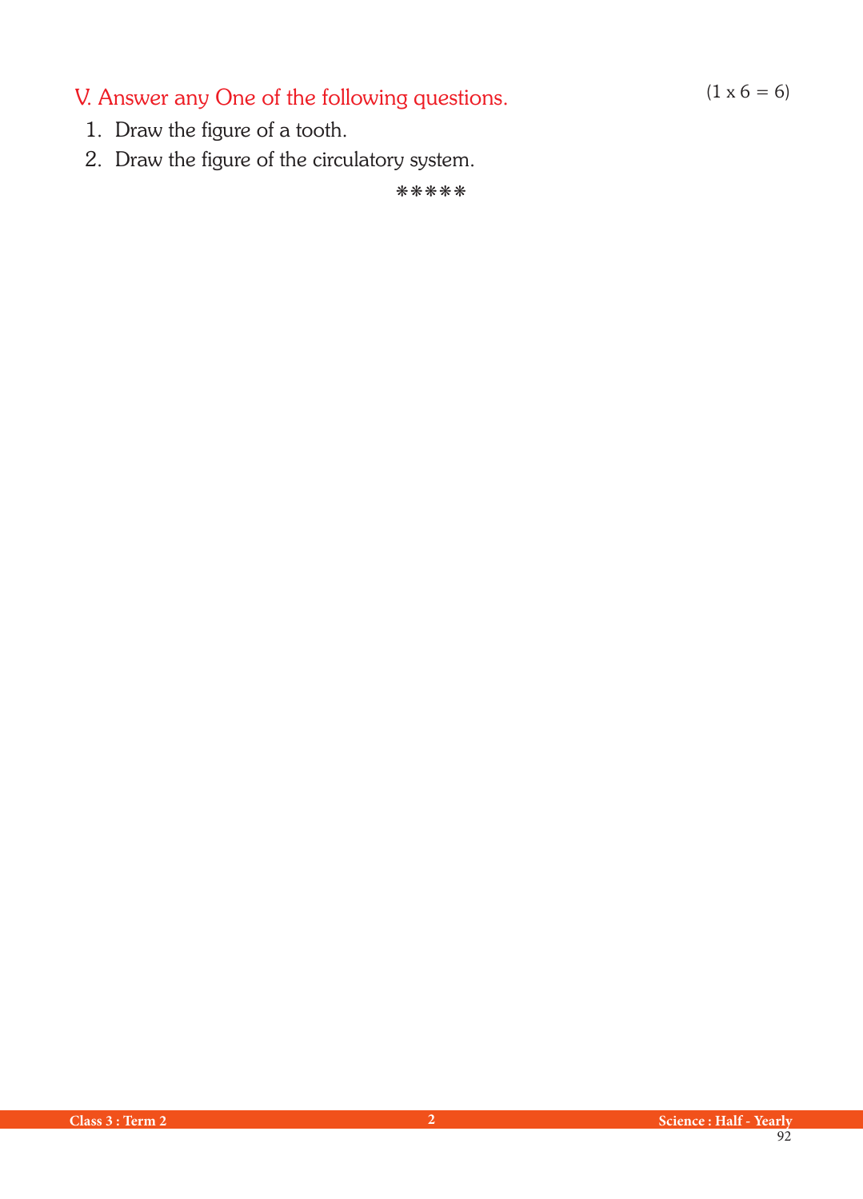## V. Answer any One of the following questions. (1 x 6 = 6)

1. Draw the figure of a tooth.
2. Draw the figure of the circulatory system.

*****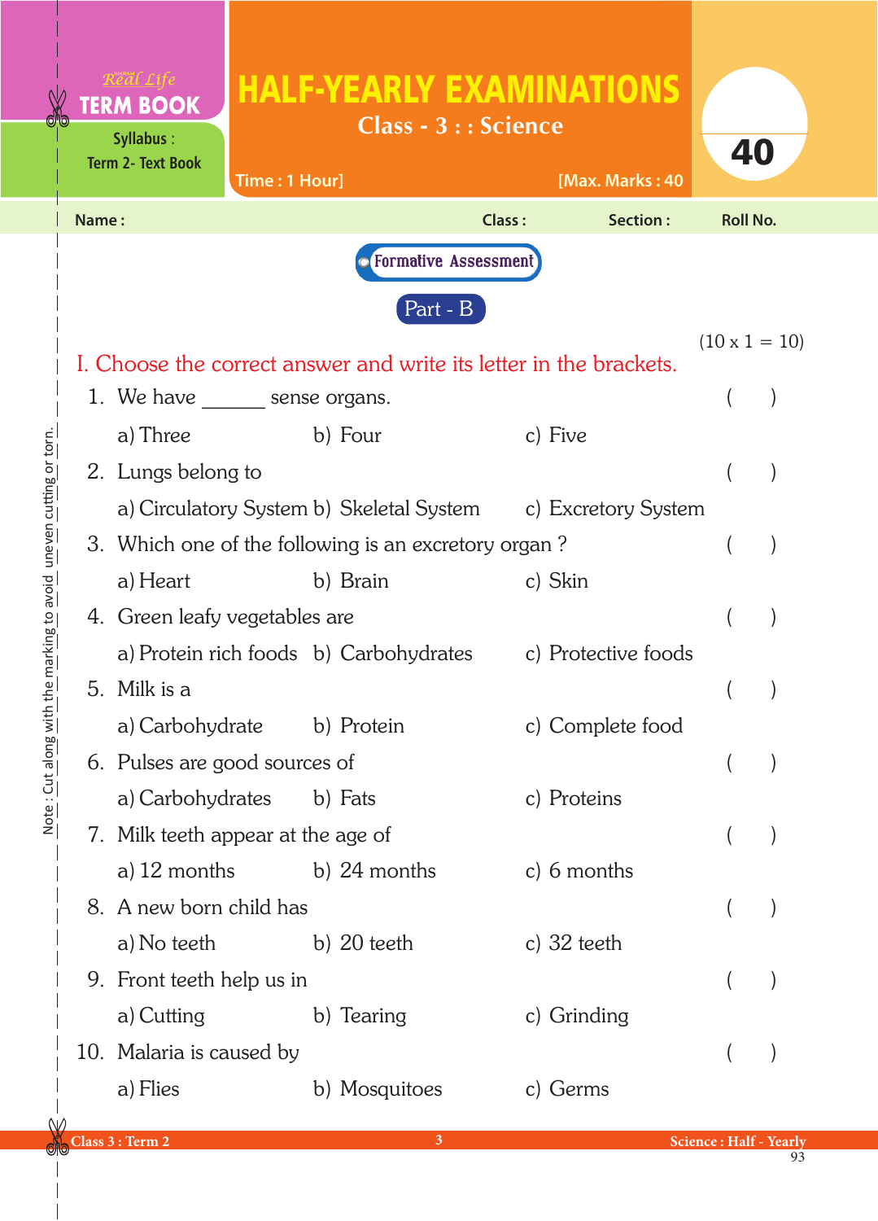Real Life **TERM BOOK**

Syllabus : Term 2- Text Book

# HALF-YEARLY EXAMINATIONS

## Class - 3 : : Science

Time : 1 Hour] [Max. Marks : 40

40

Name : Class : Section : Roll No.

**Formative Assessment**

**Part - B**

(10 x 1 = 10)

**I. Choose the correct answer and write its letter in the brackets.**

1. We have ______ sense organs. ( )
   a) Three b) Four c) Five
2. Lungs belong to ( )
   a) Circulatory System b) Skeletal System c) Excretory System
3. Which one of the following is an excretory organ ? ( )
   a) Heart b) Brain c) Skin
4. Green leafy vegetables are ( )
   a) Protein rich foods b) Carbohydrates c) Protective foods
5. Milk is a ( )
   a) Carbohydrate b) Protein c) Complete food
6. Pulses are good sources of ( )
   a) Carbohydrates b) Fats c) Proteins
7. Milk teeth appear at the age of ( )
   a) 12 months b) 24 months c) 6 months
8. A new born child has ( )
   a) No teeth b) 20 teeth c) 32 teeth
9. Front teeth help us in ( )
   a) Cutting b) Tearing c) Grinding
10. Malaria is caused by ( )
    a) Flies b) Mosquitoes c) Germs

Note : Cut along with the marking to avoid uneven cutting or torn.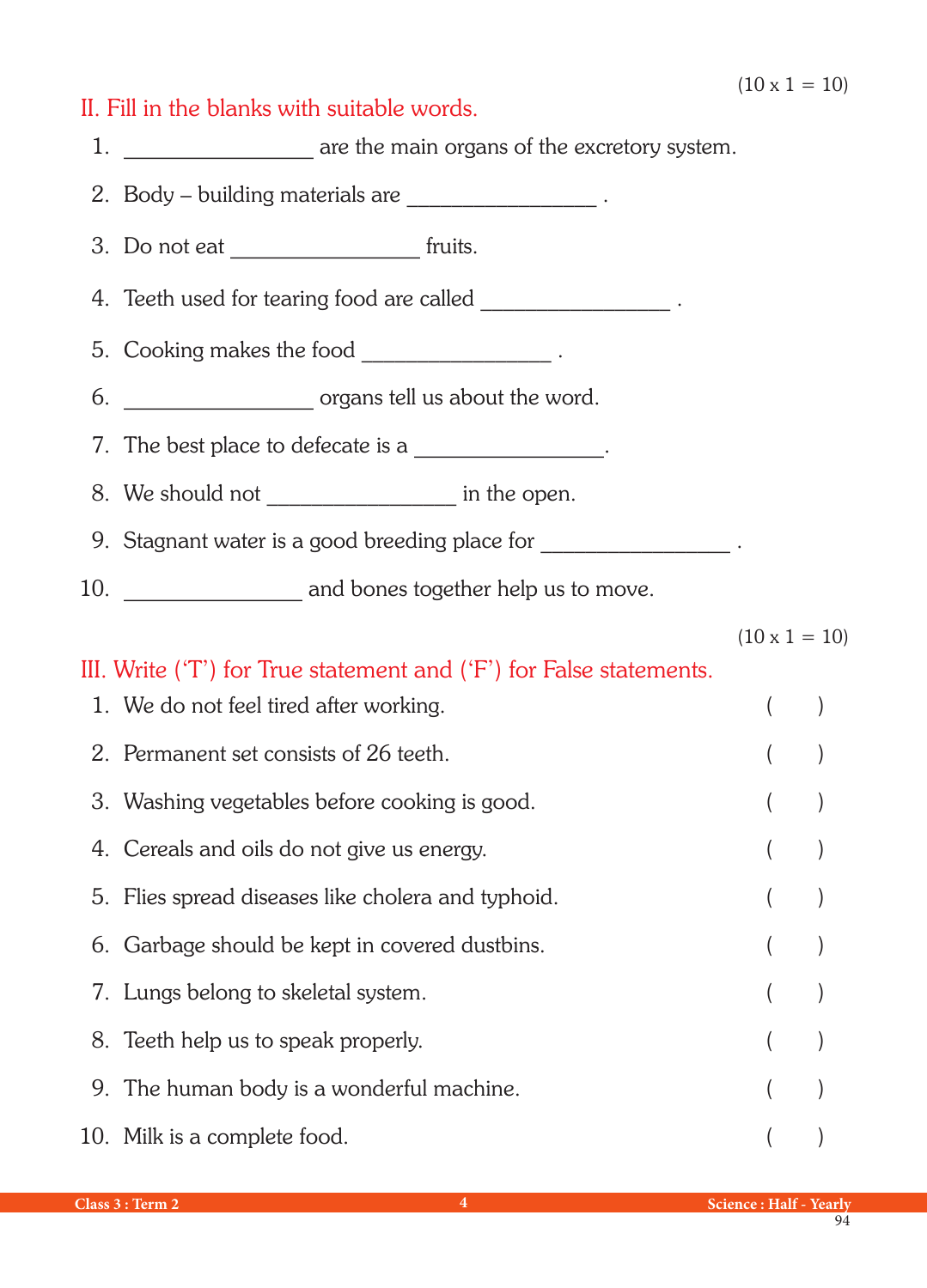(10 x 1 = 10)

## II. Fill in the blanks with suitable words.

1. _______________ are the main organs of the excretory system.
2. Body – building materials are _______________ .
3. Do not eat _______________ fruits.
4. Teeth used for tearing food are called _______________ .
5. Cooking makes the food _______________ .
6. _______________ organs tell us about the word.
7. The best place to defecate is a _______________.
8. We should not _______________ in the open.
9. Stagnant water is a good breeding place for _______________ .
10. _______________ and bones together help us to move.

(10 x 1 = 10)

## III. Write ('T') for True statement and ('F') for False statements.

1. We do not feel tired after working. ( )
2. Permanent set consists of 26 teeth. ( )
3. Washing vegetables before cooking is good. ( )
4. Cereals and oils do not give us energy. ( )
5. Flies spread diseases like cholera and typhoid. ( )
6. Garbage should be kept in covered dustbins. ( )
7. Lungs belong to skeletal system. ( )
8. Teeth help us to speak properly. ( )
9. The human body is a wonderful machine. ( )
10. Milk is a complete food. ( )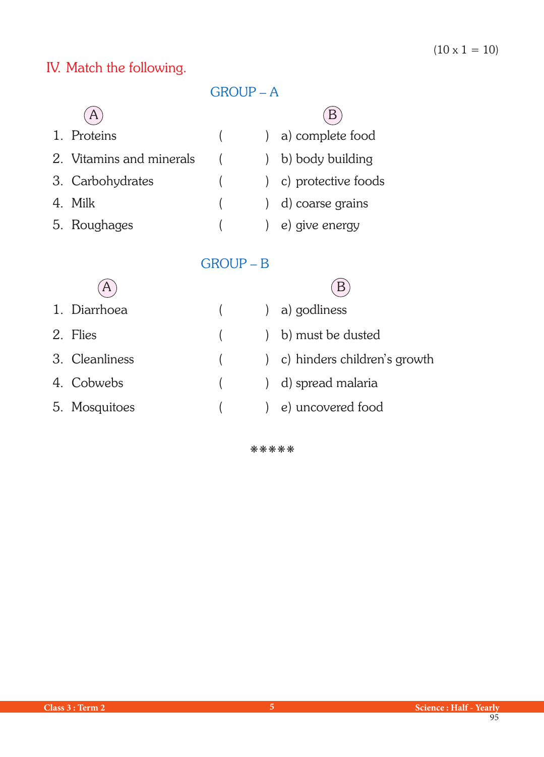(10 x 1 = 10)

## IV. Match the following.

### GROUP – A

| A | | B |
|---|---|---|
| 1. Proteins | (   ) | a) complete food |
| 2. Vitamins and minerals | (   ) | b) body building |
| 3. Carbohydrates | (   ) | c) protective foods |
| 4. Milk | (   ) | d) coarse grains |
| 5. Roughages | (   ) | e) give energy |

### GROUP – B

| A | | B |
|---|---|---|
| 1. Diarrhoea | (   ) | a) godliness |
| 2. Flies | (   ) | b) must be dusted |
| 3. Cleanliness | (   ) | c) hinders children's growth |
| 4. Cobwebs | (   ) | d) spread malaria |
| 5. Mosquitoes | (   ) | e) uncovered food |

*****